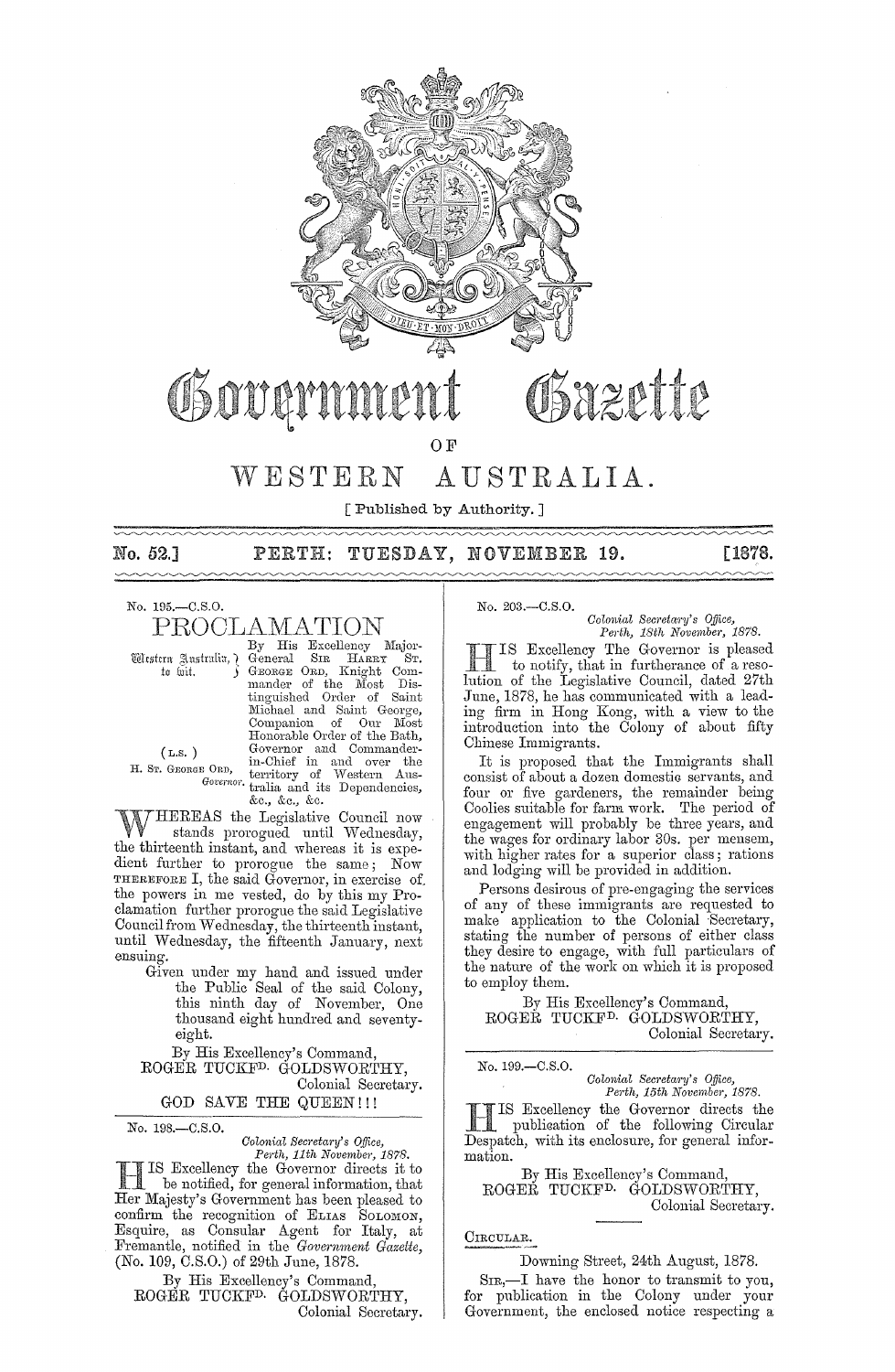# Government Gazette

## OF

# WESTERN AUSTRALIA.

[ Published by Authority. ]

**No. 52.] PERTH: TUESDAY, NOVEMBER 19. [1878.**

No. 195.—C.S.O.

## PROCLAMATION

Western Australia, to wit. } By His Excellency Major-General SIR HARRY ST. GEORGE ORD, Knight Commander of the Most Distinguished Order of Saint Michael and Saint George, Companion of Our Most Honorable Order of the Bath, Governor and Commander-in-Chief in and over the territory of Western Australia and its Dependencies, &c., &c., &c.

(L.S.)
H. ST. GEORGE ORD,
*Governor.*

WHEREAS the Legislative Council now stands prorogued until Wednesday, the thirteenth instant, and whereas it is expedient further to prorogue the same; Now THEREFORE I, the said Governor, in exercise of the powers in me vested, do by this my Proclamation further prorogue the said Legislative Council from Wednesday, the thirteenth instant, until Wednesday, the fifteenth January, next ensuing.

Given under my hand and issued under the Public Seal of the said Colony, this ninth day of November, One thousand eight hundred and seventy-eight.

By His Excellency's Command,
ROGER TUCKFD. GOLDSWORTHY,
Colonial Secretary.

GOD SAVE THE QUEEN!!!

---

No. 198.—C.S.O.

*Colonial Secretary's Office,*
*Perth, 11th November, 1878.*

HIS Excellency the Governor directs it to be notified, for general information, that Her Majesty's Government has been pleased to confirm the recognition of ELIAS SOLOMON, Esquire, as Consular Agent for Italy, at Fremantle, notified in the *Government Gazette*, (No. 109, C.S.O.) of 29th June, 1878.

By His Excellency's Command,
ROGER TUCKFD. GOLDSWORTHY,
Colonial Secretary.

---

No. 203.—C.S.O.

*Colonial Secretary's Office,*
*Perth, 18th November, 1878.*

HIS Excellency The Governor is pleased to notify, that in furtherance of a resolution of the Legislative Council, dated 27th June, 1878, he has communicated with a leading firm in Hong Kong, with a view to the introduction into the Colony of about fifty Chinese Immigrants.

It is proposed that the Immigrants shall consist of about a dozen domestic servants, and four or five gardeners, the remainder being Coolies suitable for farm work. The period of engagement will probably be three years, and the wages for ordinary labor 30s. per mensem, with higher rates for a superior class; rations and lodging will be provided in addition.

Persons desirous of pre-engaging the services of any of these immigrants are requested to make application to the Colonial Secretary, stating the number of persons of either class they desire to engage, with full particulars of the nature of the work on which it is proposed to employ them.

By His Excellency's Command,
ROGER TUCKFD. GOLDSWORTHY,
Colonial Secretary.

---

No. 199.—C.S.O.

*Colonial Secretary's Office,*
*Perth, 15th November, 1878.*

HIS Excellency the Governor directs the publication of the following Circular Despatch, with its enclosure, for general information.

By His Excellency's Command,
ROGER TUCKFD. GOLDSWORTHY,
Colonial Secretary.

---

CIRCULAR.

Downing Street, 24th August, 1878.

SIR,—I have the honor to transmit to you, for publication in the Colony under your Government, the enclosed notice respecting a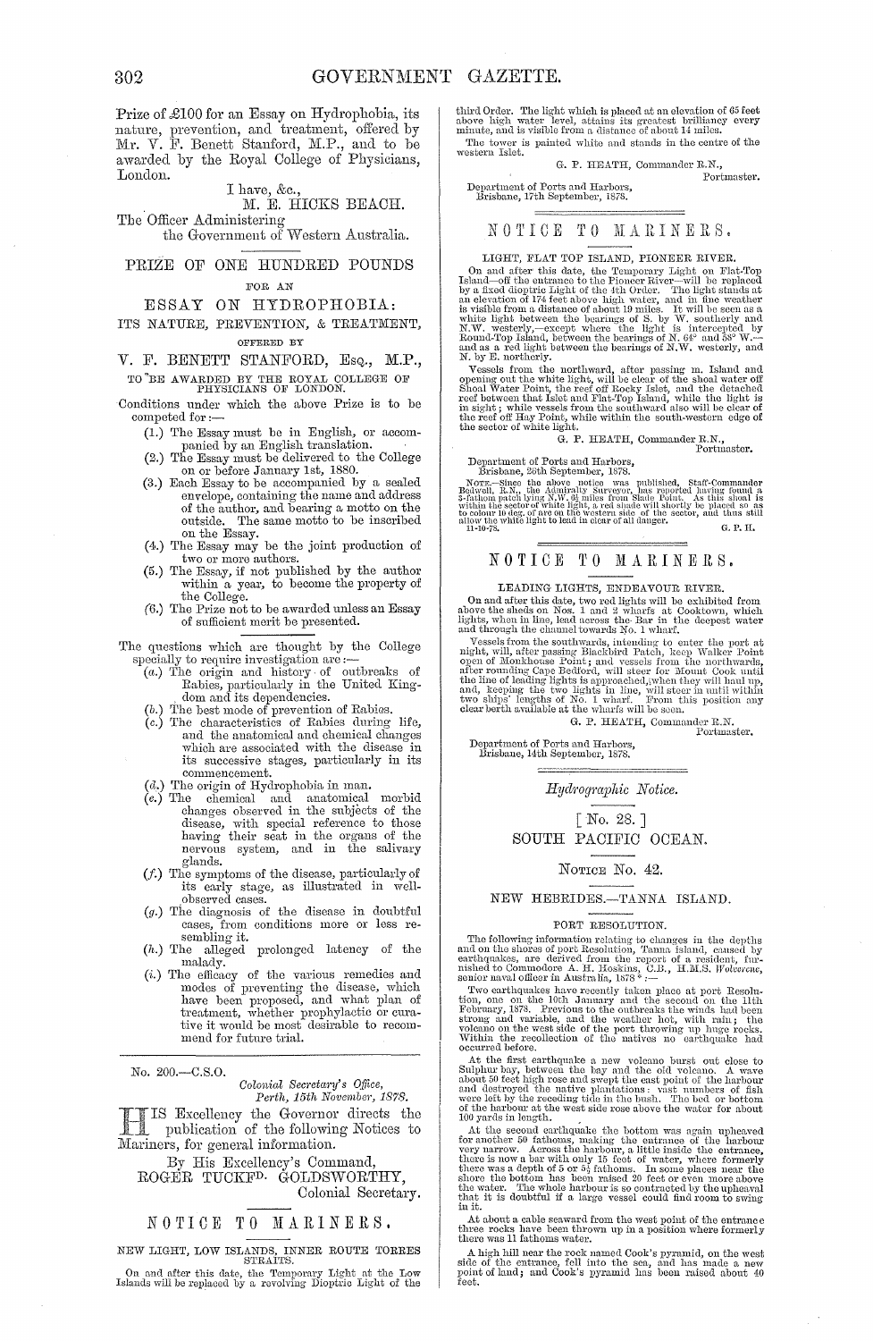Prize of £100 for an Essay on Hydrophobia, its nature, prevention, and treatment, offered by Mr. V. F. Benett Stanford, M.P., and to be awarded by the Royal College of Physicians, London.

I have, &c.,
M. E. HICKS BEACH.

The Officer Administering
the Government of Western Australia.

## PRIZE OF ONE HUNDRED POUNDS

FOR AN

## ESSAY ON HYDROPHOBIA:

ITS NATURE, PREVENTION, & TREATMENT,

OFFERED BY

## V. F. BENETT STANFORD, Esq., M.P.,

TO BE AWARDED BY THE ROYAL COLLEGE OF PHYSICIANS OF LONDON.

Conditions under which the above Prize is to be competed for:—

(1.) The Essay must be in English, or accompanied by an English translation.
(2.) The Essay must be delivered to the College on or before January 1st, 1880.
(3.) Each Essay to be accompanied by a sealed envelope, containing the name and address of the author, and bearing a motto on the outside. The same motto to be inscribed on the Essay.
(4.) The Essay may be the joint production of two or more authors.
(5.) The Essay, if not published by the author within a year, to become the property of the College.
(6.) The Prize not to be awarded unless an Essay of sufficient merit be presented.

The questions which are thought by the College specially to require investigation are:—

(*a*.) The origin and history of outbreaks of Rabies, particularly in the United Kingdom and its dependencies.
(*b*.) The best mode of prevention of Rabies.
(*c*.) The characteristics of Rabies during life, and the anatomical and chemical changes which are associated with the disease in its successive stages, particularly in its commencement.
(*d*.) The origin of Hydrophobia in man.
(*e*.) The chemical and anatomical morbid changes observed in the subjects of the disease, with special reference to those having their seat in the organs of the nervous system, and in the salivary glands.
(*f*.) The symptoms of the disease, particularly of its early stage, as illustrated in well-observed cases.
(*g*.) The diagnosis of the disease in doubtful cases, from conditions more or less resembling it.
(*h*.) The alleged prolonged latency of the malady.
(*i*.) The efficacy of the various remedies and modes of preventing the disease, which have been proposed, and what plan of treatment, whether prophylactic or curative it would be most desirable to recommend for future trial.

---

No. 200.—C.S.O.

*Colonial Secretary's Office,
Perth, 15th November, 1878.*

HIS Excellency the Governor directs the publication of the following Notices to Mariners, for general information.

By His Excellency's Command,
ROGER TUCKFD. GOLDSWORTHY,
Colonial Secretary.

## NOTICE TO MARINERS.

NEW LIGHT, LOW ISLANDS, INNER ROUTE TORRES STRAITS.

On and after this date, the Temporary Light at the Low Islands will be replaced by a revolving Dioptric Light of the third Order. The light which is placed at an elevation of 65 feet above high water level, attains its greatest brilliancy every minute, and is visible from a distance of about 14 miles.

The tower is painted white and stands in the centre of the western Islet.

G. P. HEATH, Commander R.N.,
Portmaster.

Department of Ports and Harbors,
Brisbane, 17th September, 1878.

## NOTICE TO MARINERS.

LIGHT, FLAT TOP ISLAND, PIONEER RIVER.

On and after this date, the Temporary Light on Flat-Top Island—off the entrance to the Pioneer River—will be replaced by a fixed dioptric Light of the 4th Order. The light stands at an elevation of 174 feet above high water, and in fine weather is visible from a distance of about 19 miles. It will be seen as a white light between the bearings of S. by W. southerly and N.W. westerly,—except where the light is intercepted by Round-Top Island, between the bearings of N. 64° and 58° W.—and as a red light between the bearings of N.W. westerly, and N. by E. northerly.

Vessels from the northward, after passing m. Island and opening out the white light, will be clear of the shoal water off Shoal Water Point, the reef off Rocky Islet, and the detached reef between that Islet and Flat-Top Island, while the light is in sight; while vessels from the southward also will be clear of the reef off Hay Point, while within the south-western edge of the sector of white light.

G. P. HEATH, Commander R.N.,
Portmaster.

Department of Ports and Harbors,
Brisbane, 26th September, 1878.

NOTE.—Since the above notice was published, Staff-Commander Bedwell, R.N., the Admiralty Surveyor, has reported having found a 3-fathom patch lying N.W. 6¾ miles from Slade Point. As this shoal is within the sector of white light, a red shade will shortly be placed so as to colour 10 deg. of arc on the western side of the sector, and thus still allow the white light to lead in clear of all danger.

11-10-78. G. P. H.

## NOTICE TO MARINERS.

LEADING LIGHTS, ENDEAVOUR RIVER.

On and after this date, two red lights will be exhibited from above the sheds on Nos. 1 and 2 wharfs at Cooktown, which lights, when in line, lead across the Bar in the deepest water and through the channel towards No. 1 wharf.

Vessels from the southwards, intending to enter the port at night, will, after passing Blackbird Patch, keep Walker Point open of Monkhouse Point; and vessels from the northwards, after rounding Cape Bedford, will steer for Mount Cook until the line of leading lights is approached, when they will haul up, and, keeping the two lights in line, will steer in until within two ships' lengths of No. 1 wharf. From this position any clear berth available at the wharfs will be seen.

G. P. HEATH, Commander R.N.
Portmaster.

Department of Ports and Harbors,
Brisbane, 14th September, 1878.

*Hydrographic Notice.*

[ No. 28. ]

## SOUTH PACIFIC OCEAN.

NOTICE No. 42.

### NEW HEBRIDES.—TANNA ISLAND.

PORT RESOLUTION.

The following information relating to changes in the depths and on the shores of port Resolution, Tanna Island, caused by earthquakes, are derived from the report of a resident, furnished to Commodore A. H. Hoskins, C.B., H.M.S. *Wolverene*, senior naval officer in Australia, 1878*:—

Two earthquakes have recently taken place at port Resolution, one on the 10th January and the second on the 11th February, 1878. Previous to the outbreaks the winds had been strong and variable, and the weather hot, with rain; the volcano on the west side of the port throwing up huge rocks. Within the recollection of the natives no earthquake had occurred before.

At the first earthquake a new volcano burst out close to Sulphur bay, between the bay and the old volcano. A wave about 50 feet high rose and swept the east point of the harbour and destroyed the native plantations: vast numbers of fish were left by the receding tide in the bush. The bed or bottom of the harbour at the west side rose above the water for about 100 yards in length.

At the second earthquake the bottom was again upheaved for another 50 fathoms, making the entrance of the harbour very narrow. Across the harbour, a little inside the entrance, there is now a bar with only 15 feet of water, where formerly there was a depth of 5 or 5½ fathoms. In some places near the shore the bottom has been raised 20 feet or even more above the water. The whole harbour is so contracted by the upheaval that it is doubtful if a large vessel could find room to swing in it.

At about a cable seaward from the west point of the entrance three rocks have been thrown up in a position where formerly there was 11 fathoms water.

A high hill near the rock named Cook's pyramid, on the west side of the entrance, fell into the sea, and has made a new point of land; and Cook's pyramid has been raised about 40 feet.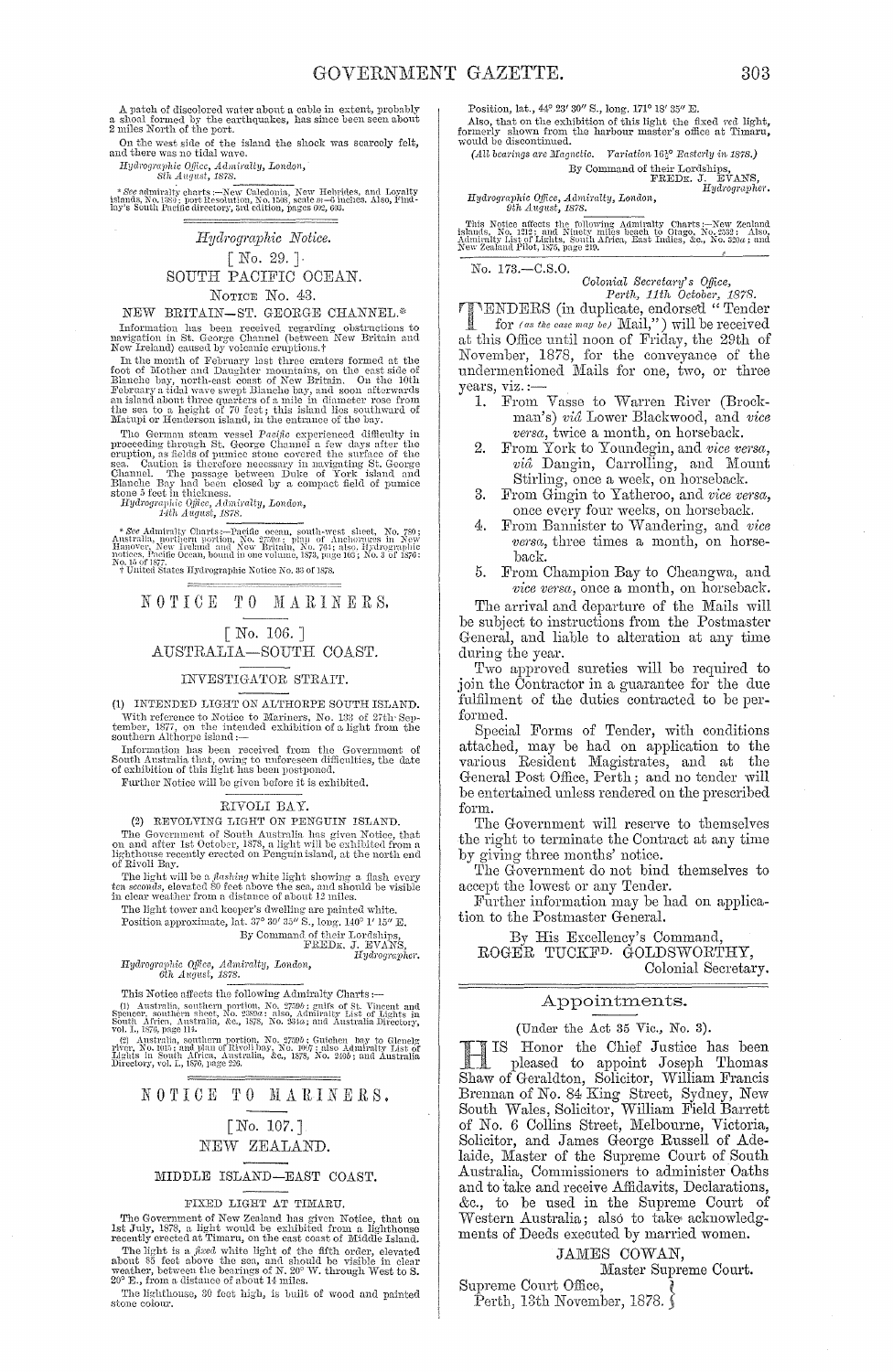A patch of discoloured water about a cable in extent, probably a shoal formed by the earthquakes, has since been seen about 2 miles North of the port.

On the west side of the island the shock was scarcely felt, and there was no tidal wave.

*Hydrographic Office, Admiralty, London,*
*8th August, 1878.*

\* See admiralty charts:—New Caledonia, New Hebrides, and Loyalty islands, No. 1380; port Resolution, No. 1508, scale m=6 inches. Also, Findlay's South Pacific directory, 3rd edition, pages 602, 603.

## *Hydrographic Notice.*

### [No. 29.]

## SOUTH PACIFIC OCEAN.

### NOTICE No. 43.

### NEW BRITAIN—ST. GEORGE CHANNEL.*

Information has been received regarding obstructions to navigation in St. George Channel (between New Britain and New Ireland) caused by volcanic eruptions.†

In the month of February last three craters formed at the foot of Mother and Daughter mountains, on the east side of Blanche bay, north-east coast of New Britain. On the 10th February a tidal wave swept Blanche bay, and soon afterwards an island about three quarters of a mile in diameter rose from the sea to a height of 70 feet; this island lies southward of Matupi or Henderson island, in the entrance of the bay.

The German steam vessel *Pacific* experienced difficulty in proceeding through St. George Channel a few days after the eruption, as fields of pumice stone covered the surface of the sea. Caution is therefore necessary in navigating St. George Channel. The passage between Duke of York island and Blanche Bay had been closed by a compact field of pumice stone 5 feet in thickness.

*Hydrographic Office, Admiralty, London,*
*14th August, 1878.*

\* See Admiralty Charts:—Pacific ocean, south-west sheet, No. 780; Australia, northern portion, No. 2759a; plan of Anchorages in New Hanover, New Ireland and New Britain, No. 764; also, Hydrographic notices, Pacific Ocean, bound in one volume, 1873, page 105; No. 3 of 1876; No. 15 of 1877.
† United States Hydrographic Notice No. 33 of 1878.

## NOTICE TO MARINERS.

### [No. 106.]

## AUSTRALIA—SOUTH COAST.

### INVESTIGATOR STRAIT.

(1) INTENDED LIGHT ON ALTHORPE SOUTH ISLAND.

With reference to Notice to Mariners, No. 133 of 27th September, 1877, on the intended exhibition of a light from the southern Althorpe island:—

Information has been received from the Government of South Australia that, owing to unforeseen difficulties, the date of exhibition of this light has been postponed.

Further Notice will be given before it is exhibited.

### RIVOLI BAY.

(2) REVOLVING LIGHT ON PENGUIN ISLAND.

The Government of South Australia has given Notice, that on and after 1st October, 1878, a light will be exhibited from a lighthouse recently erected on Penguin island, at the north end of Rivoli Bay.

The light will be a *flashing* white light showing a flash every *ten seconds*, elevated 80 feet above the sea, and should be visible in clear weather from a distance of about 12 miles.

The light tower and keeper's dwelling are painted white.

Position approximate, lat. 37° 30′ 35″ S., long. 140° 1′ 15″ E.

By Command of their Lordships,
FREDK. J. EVANS,
*Hydrographer.*

*Hydrographic Office, Admiralty, London,*
*6th August, 1878.*

This Notice affects the following Admiralty Charts:—

(1) Australia, southern portion, No. 2759b; gulfs of St. Vincent and Spencer, southern sheet, No. 2389a; also, Admiralty List of Lights in South Africa, Australia, &c., 1878, No. 334a; and Australia Directory, vol. I., 1876, page 114.

(2) Australia, southern portion, No. 2759b; Guichen bay to Glenelg river, No. 1015; and plan of Rivoli bay, No. 1007; also Admiralty List of Lights in South Africa, Australia, &c., 1878, No. 340b; and Australia Directory, vol. I., 1876, page 226.

## NOTICE TO MARINERS.

### [No. 107.]

## NEW ZEALAND.

### MIDDLE ISLAND—EAST COAST.

FIXED LIGHT AT TIMARU.

The Government of New Zealand has given Notice, that on 1st July, 1878, a light would be exhibited from a lighthouse recently erected at Timaru, on the east coast of Middle Island.

The light is a *fixed* white light of the fifth order, elevated about 85 feet above the sea, and should be visible in clear weather, between the bearings of N. 20° W. through West to S. 20° E., from a distance of about 14 miles.

The lighthouse, 30 feet high, is built of wood and painted stone colour.

Position, lat., 44° 23′ 30″ S., long. 171° 18′ 35″ E.

Also, that on the exhibition of this light the fixed *red* light, formerly shown from the harbour master's office at Timaru, would be discontinued.

*(All bearings are Magnetic. Variation 16½° Easterly in 1878.)*

By Command of their Lordships,
FREDK. J. EVANS,
*Hydrographer.*

*Hydrographic Office, Admiralty, London,*
*9th August, 1878.*

This Notice affects the following Admiralty Charts:—New Zealand islands, No. 1212; and Ninety miles beach to Otago, No. 2532; Also, Admiralty List of Lights, South Africa, East Indies, &c., No. 320a; and New Zealand Pilot, 1875, page 219.

No. 173.—C.S.O.

*Colonial Secretary's Office,*
*Perth, 11th October, 1878.*

TENDERS (in duplicate, endorsed "Tender for *(as the case may be)* Mail,") will be received at this Office until noon of Friday, the 29th of November, 1878, for the conveyance of the undermentioned Mails for one, two, or three years, viz.:—

1. From Vasse to Warren River (Brockman's) *viâ* Lower Blackwood, and *vice versa*, twice a month, on horseback.
2. From York to Youndegin, and *vice versa*, *viâ* Dangin, Carrolling, and Mount Stirling, once a week, on horseback.
3. From Gingin to Yatheroo, and *vice versa*, once every four weeks, on horseback.
4. From Bannister to Wandering, and *vice versa*, three times a month, on horseback.
5. From Champion Bay to Cheangwa, and *vice versa*, once a month, on horseback.

The arrival and departure of the Mails will be subject to instructions from the Postmaster General, and liable to alteration at any time during the year.

Two approved sureties will be required to join the Contractor in a guarantee for the due fulfilment of the duties contracted to be performed.

Special Forms of Tender, with conditions attached, may be had on application to the various Resident Magistrates, and at the General Post Office, Perth; and no tender will be entertained unless rendered on the prescribed form.

The Government will reserve to themselves the right to terminate the Contract at any time by giving three months' notice.

The Government do not bind themselves to accept the lowest or any Tender.

Further information may be had on application to the Postmaster General.

By His Excellency's Command,
ROGER TUCKFD. GOLDSWORTHY,
Colonial Secretary.

## Appointments.

(Under the Act 35 Vic., No. 3).

HIS Honor the Chief Justice has been pleased to appoint Joseph Thomas Shaw of Geraldton, Solicitor, William Francis Brennan of No. 84 King Street, Sydney, New South Wales, Solicitor, William Field Barrett of No. 6 Collins Street, Melbourne, Victoria, Solicitor, and James George Russell of Adelaide, Master of the Supreme Court of South Australia, Commissioners to administer Oaths and to take and receive Affidavits, Declarations, &c., to be used in the Supreme Court of Western Australia; also to take acknowledgments of Deeds executed by married women.

JAMES COWAN,
Master Supreme Court.

Supreme Court Office,
Perth, 13th November, 1878.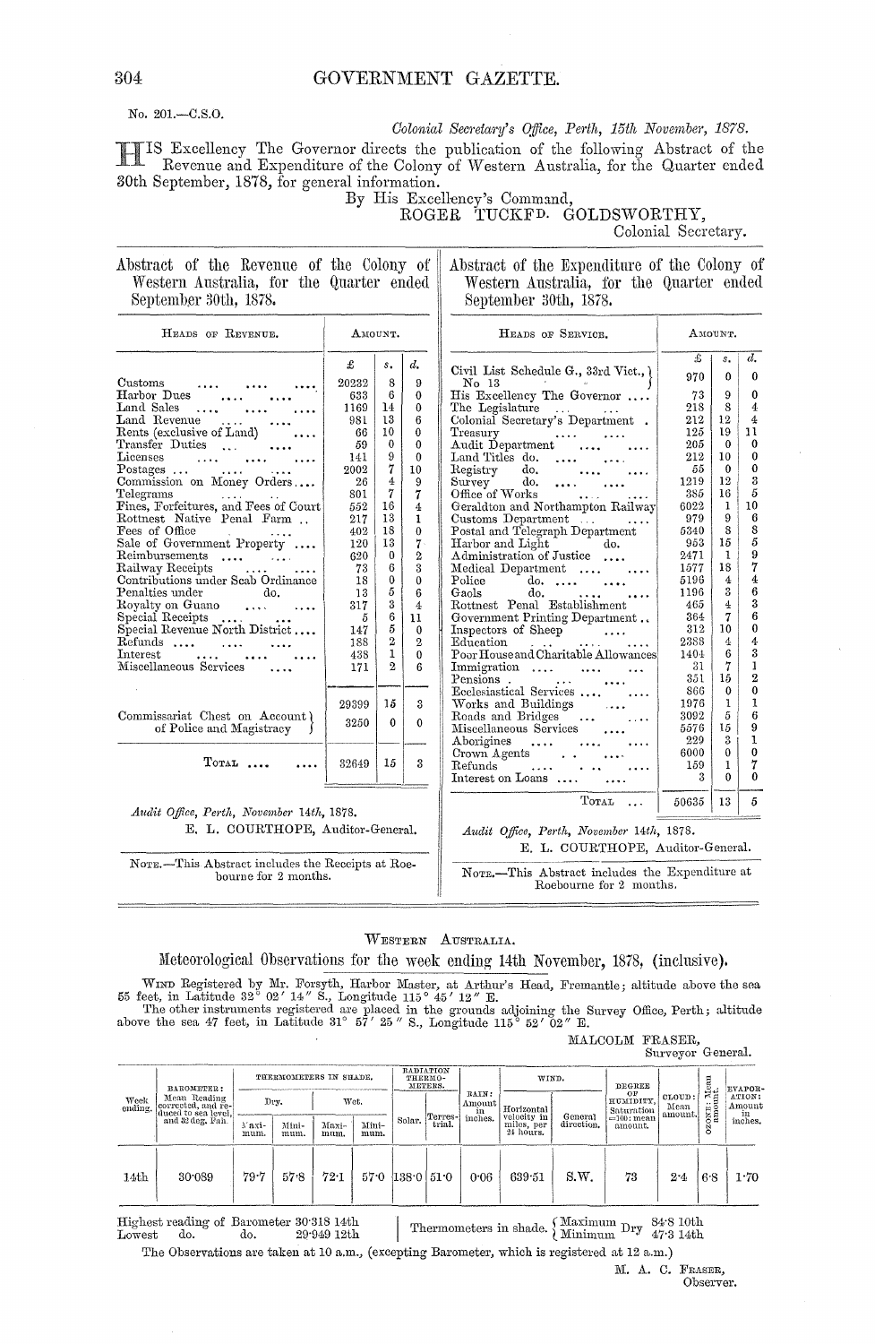No. 201.—C.S.O.

*Colonial Secretary's Office, Perth, 15th November, 1878.*

HIS Excellency The Governor directs the publication of the following Abstract of the Revenue and Expenditure of the Colony of Western Australia, for the Quarter ended 30th September, 1878, for general information.

By His Excellency's Command,

ROGER TUCKFD. GOLDSWORTHY,
Colonial Secretary.

## Abstract of the Revenue of the Colony of Western Australia, for the Quarter ended September 30th, 1878.

| Heads of Revenue. | £ | s. | d. |
|---|---|---|---|
| Customs | 20232 | 8 | 9 |
| Harbor Dues | 633 | 6 | 0 |
| Land Sales | 1169 | 14 | 0 |
| Land Revenue | 981 | 13 | 6 |
| Rents (exclusive of Land) | 66 | 10 | 0 |
| Transfer Duties | 59 | 0 | 0 |
| Licenses | 141 | 9 | 0 |
| Postages | 2002 | 7 | 10 |
| Commission on Money Orders | 26 | 4 | 9 |
| Telegrams | 801 | 7 | 7 |
| Fines, Forfeitures, and Fees of Court | 552 | 16 | 4 |
| Rottnest Native Penal Farm | 217 | 13 | 1 |
| Fees of Office | 402 | 18 | 0 |
| Sale of Government Property | 120 | 13 | 7 |
| Reimbursements | 620 | 0 | 2 |
| Railway Receipts | 73 | 6 | 3 |
| Contributions under Scab Ordinance | 18 | 0 | 0 |
| Penalties under do. | 13 | 5 | 6 |
| Royalty on Guano | 317 | 3 | 4 |
| Special Receipts | 5 | 6 | 11 |
| Special Revenue North District | 147 | 5 | 9 |
| Refunds | 188 | 2 | 2 |
| Interest | 438 | 1 | 0 |
| Miscellaneous Services | 171 | 2 | 6 |
| | 29399 | 15 | 3 |
| Commissariat Chest on Account of Police and Magistracy | 3250 | 0 | 0 |
| TOTAL | 32649 | 15 | 3 |

*Audit Office, Perth, November 14th, 1878.*

E. L. COURTHOPE, Auditor-General.

NOTE.—This Abstract includes the Receipts at Roebourne for 2 months.

## Abstract of the Expenditure of the Colony of Western Australia, for the Quarter ended September 30th, 1878.

| Heads of Service. | £ | s. | d. |
|---|---|---|---|
| Civil List Schedule G., 33rd Vict., No 13 | 970 | 0 | 0 |
| His Excellency The Governor | 73 | 9 | 0 |
| The Legislature | 218 | 8 | 4 |
| Colonial Secretary's Department | 212 | 12 | 4 |
| Treasury | 125 | 19 | 11 |
| Audit Department | 205 | 0 | 0 |
| Land Titles do. | 212 | 10 | 0 |
| Registry do. | 55 | 0 | 0 |
| Survey do. | 1219 | 12 | 3 |
| Office of Works | 385 | 16 | 5 |
| Geraldton and Northampton Railway | 6022 | 1 | 10 |
| Customs Department | 979 | 9 | 6 |
| Postal and Telegraph Department | 5340 | 8 | 8 |
| Harbor and Light do. | 953 | 15 | 5 |
| Administration of Justice | 2471 | 1 | 9 |
| Medical Department | 1577 | 18 | 7 |
| Police do. | 5196 | 4 | 4 |
| Gaols do. | 1196 | 3 | 6 |
| Rottnest Penal Establishment | 465 | 4 | 3 |
| Government Printing Department | 364 | 7 | 6 |
| Inspectors of Sheep | 312 | 10 | 0 |
| Education | 2388 | 4 | 4 |
| Poor House and Charitable Allowances | 1404 | 6 | 3 |
| Immigration | 31 | 7 | 1 |
| Pensions | 351 | 15 | 2 |
| Ecclesiastical Services | 866 | 0 | 0 |
| Works and Buildings | 1976 | 1 | 1 |
| Roads and Bridges | 3092 | 5 | 6 |
| Miscellaneous Services | 5576 | 15 | 9 |
| Aborigines | 229 | 3 | 1 |
| Crown Agents | 6000 | 0 | 0 |
| Refunds | 159 | 1 | 7 |
| Interest on Loans | 3 | 0 | 0 |
| TOTAL | 50635 | 13 | 5 |

*Audit Office, Perth, November 14th, 1878.*

E. L. COURTHOPE, Auditor-General.

NOTE.—This Abstract includes the Expenditure at Roebourne for 2 months.

---

WESTERN AUSTRALIA.

## Meteorological Observations for the week ending 14th November, 1878, (inclusive).

WIND Registered by Mr. Forsyth, Harbor Master, at Arthur's Head, Fremantle; altitude above the sea 55 feet, in Latitude 32° 02′ 14″ S., Longitude 115° 45′ 12″ E.

The other instruments registered are placed in the grounds adjoining the Survey Office, Perth; altitude above the sea 47 feet, in Latitude 31° 57′ 25″ S., Longitude 115° 52′ 02″ E.

MALCOLM FRASER,
Surveyor General.

| Week ending. | BAROMETER: Mean Reading corrected, and reduced to sea level, and 32 deg. Fah. | THERMOMETERS IN SHADE. Dry. Maximum. | Dry. Minimum. | Wet. Maximum. | Wet. Minimum. | RADIATION THERMOMETERS. Solar. | Terrestrial. | RAIN: Amount in inches. | WIND. Horizontal velocity in miles, per 24 hours. | General direction. | DEGREE OF HUMIDITY, Saturation =100: mean amount. | CLOUD: Mean amount. | OZONE: Mean amount. | EVAPORATION: Amount in inches. |
|---|---|---|---|---|---|---|---|---|---|---|---|---|---|---|
| 14th | 30·089 | 79·7 | 57·8 | 72·1 | 57·0 | 138·0 | 51·0 | 0·06 | 639·51 | S.W. | 73 | 2·4 | 6·8 | 1·70 |

Highest reading of Barometer 30·318 14th
Lowest do. do. 29·949 12th

Thermometers in shade. Maximum Dry 84·8 10th; Minimum Dry 47·3 14th

The Observations are taken at 10 a.m., (excepting Barometer, which is registered at 12 a.m.)

M. A. C. FRASER,
Observer.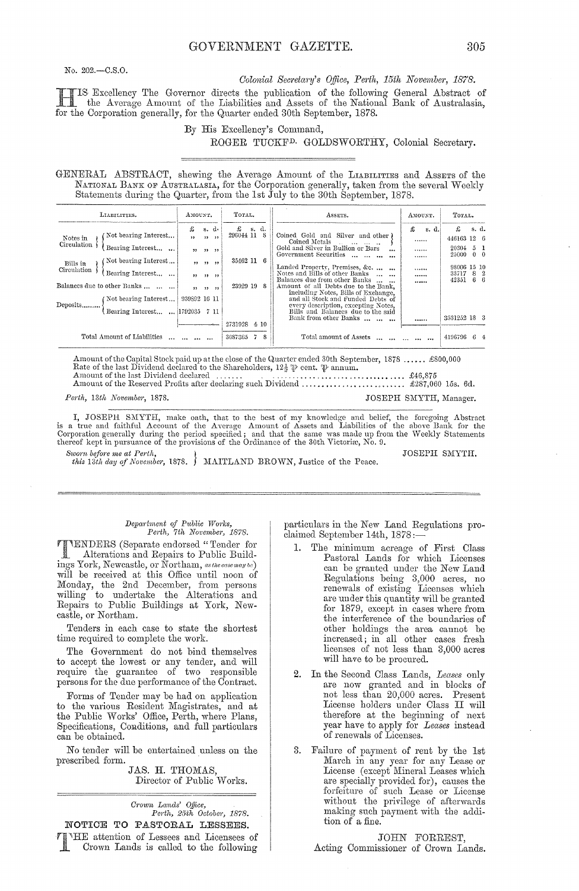No. 202.—C.S.O.

*Colonial Secretary's Office, Perth, 15th November, 1878.*

HIS Excellency The Governor directs the publication of the following General Abstract of the Average Amount of the Liabilities and Assets of the National Bank of Australasia, for the Corporation generally, for the Quarter ended 30th September, 1878.

By His Excellency's Command,

ROGER TUCKFD. GOLDSWORTHY, Colonial Secretary.

---

GENERAL ABSTRACT, shewing the Average Amount of the LIABILITIES and ASSETS of the NATIONAL BANK OF AUSTRALASIA, for the Corporation generally, taken from the several Weekly Statements during the Quarter, from the 1st July to the 30th September, 1878.

| Liabilities. | | Amount. | Total. | Assets. | Amount. | Total. |
|---|---|---|---|---|---|---|
| | | £ s. d. | £ s. d. | | £ s. d. | £ s. d. |
| Notes in Circulation | Not bearing Interest... | " " " | 296044 11 8 | Coined Gold and Silver and other Coined Metals ... | ...... | 446163 12 6 |
| | Bearing Interest... ... | " " " | | Gold and Silver in Bullion or Bars ... | ...... | 20304 5 1 |
| Bills in Circulation | Not bearing Interest... | " " " | 35462 11 6 | Government Securities ... ... ... | ...... | 25000 0 0 |
| | Bearing Interest... ... | " " " | | Landed Property, Premises, &c. ... ... | ...... | 98006 15 10 |
| Balances due to other Banks ... ... | | " " " | 23929 19 8 | Notes and Bills of other Banks ... ... | ...... | 33717 8 2 |
| Deposits......... | Not bearing Interest... | 939892 16 11 | | Balances due from other Banks ... ... | ...... | 42351 6 6 |
| | Bearing Interest... ... | 1792035 7 11 | | Amount of all Debts due to the Bank, including Notes, Bills of Exchange, and all Stock and Funded Debts of every description, excepting Notes, Bills and Balances due to the said Bank from other Banks ... ... | ...... | 3531252 18 3 |
| | | | 2731928 4 10 | | | |
| Total Amount of Liabilities ... ... ... | | | 3087365 7 8 | Total amount of Assets ... ... ... ... | | 4196796 6 4 |

Amount of the Capital Stock paid up at the close of the Quarter ended 30th September, 1878 ...... £800,000
Rate of the last Dividend declared to the Shareholders, 12½ ℔ cent. ℔ annum.
Amount of the last Dividend declared ....... ................................ £46,875
Amount of the Reserved Profits after declaring such Dividend .......................... £287,060 15s. 6d.

*Perth, 13th November, 1878.* JOSEPH SMYTH, Manager.

I, JOSEPH SMYTH, make oath, that to the best of my knowledge and belief, the foregoing Abstract is a true and faithful Account of the Average Amount of Assets and Liabilities of the above Bank for the Corporation generally during the period specified; and that the same was made up from the Weekly Statements thereof kept in pursuance of the provisions of the Ordinance of the 30th Victoriæ, No. 9.

*Sworn before me at Perth, this 13th day of November,* 1878. MAITLAND BROWN, Justice of the Peace.

JOSEPH SMYTH.

---

*Department of Public Works, Perth, 7th November, 1878.*

TENDERS (Separate endorsed "Tender for Alterations and Repairs to Public Buildings York, Newcastle, or Northam, *as the case may be*) will be received at this Office until noon of Monday, the 2nd December, from persons willing to undertake the Alterations and Repairs to Public Buildings at York, Newcastle, or Northam.

Tenders in each case to state the shortest time required to complete the work.

The Government do not bind themselves to accept the lowest or any tender, and will require the guarantee of two responsible persons for the due performance of the Contract.

Forms of Tender may be had on application to the various Resident Magistrates, and at the Public Works' Office, Perth, where Plans, Specifications, Conditions, and full particulars can be obtained.

No tender will be entertained unless on the prescribed form.

JAS. H. THOMAS,
Director of Public Works.

---

*Crown Lands' Office, Perth, 25th October, 1878.*

## NOTICE TO PASTORAL LESSEES.

THE attention of Lessees and Licensees of Crown Lands is called to the following particulars in the New Land Regulations proclaimed September 14th, 1878:—

1. The minimum acreage of First Class Pastoral Lands for which Licenses can be granted under the New Land Regulations being 3,000 acres, no renewals of existing Licenses which are under this quantity will be granted for 1879, except in cases where from the interference of the boundaries of other holdings the area cannot be increased; in all other cases fresh licenses of not less than 3,000 acres will have to be procured.

2. In the Second Class Lands, *Leases* only are now granted and in blocks of not less than 20,000 acres. Present License holders under Class II will therefore at the beginning of next year have to apply for *Leases* instead of renewals of Licenses.

3. Failure of payment of rent by the 1st March in any year for any Lease or License (except Mineral Leases which are specially provided for), causes the forfeiture of such Lease or License without the privilege of afterwards making such payment with the addition of a fine.

JOHN FORREST,
Acting Commissioner of Crown Lands.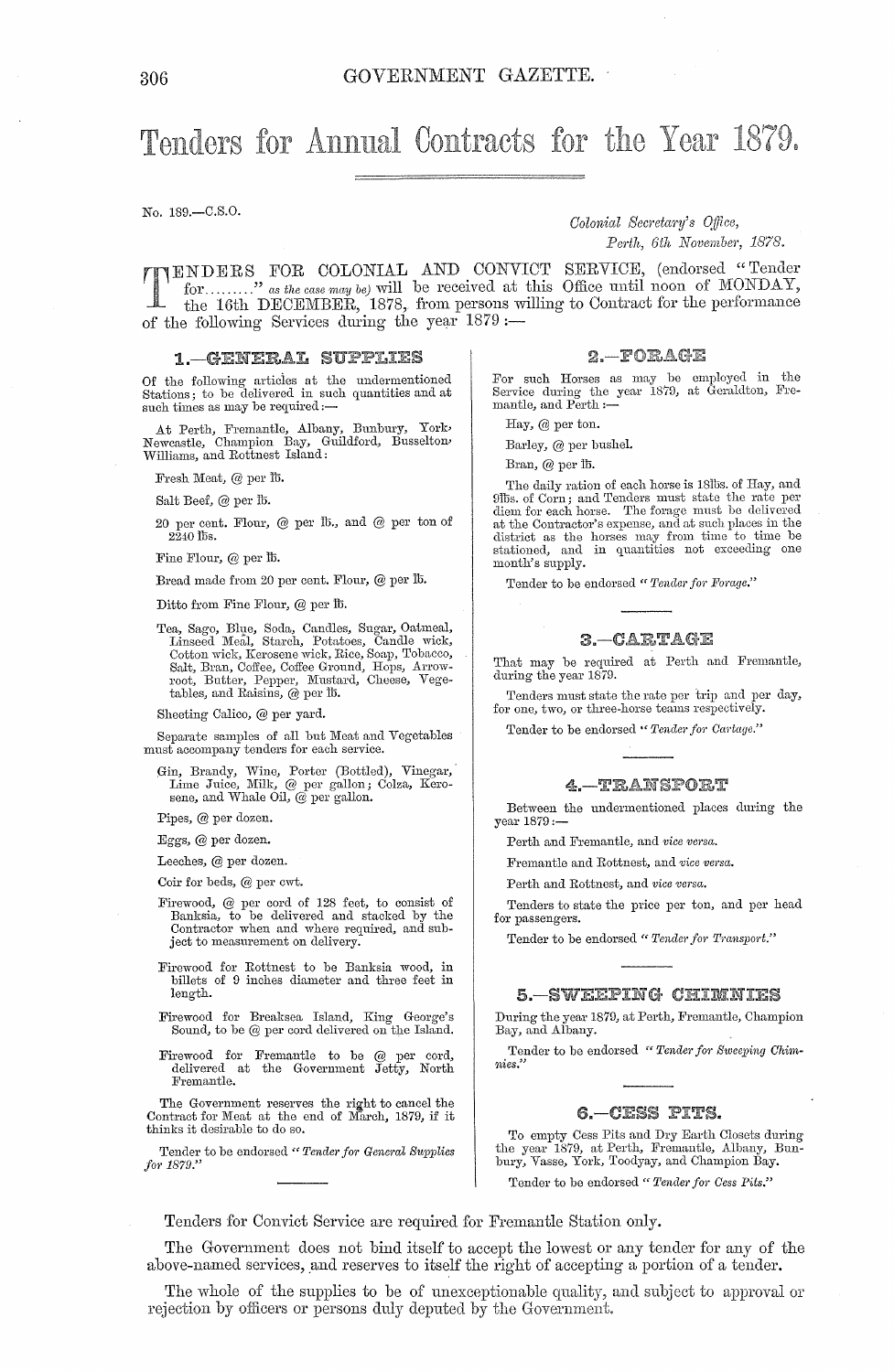# Tenders for Annual Contracts for the Year 1879.

No. 189.—C.S.O.

*Colonial Secretary's Office,*
*Perth, 6th November, 1878.*

TENDERS FOR COLONIAL AND CONVICT SERVICE, (endorsed "Tender for........" *as the case may be*) will be received at this Office until noon of MONDAY, the 16th DECEMBER, 1878, from persons willing to Contract for the performance of the following Services during the year 1879:—

## 1.—GENERAL SUPPLIES

Of the following articles at the undermentioned Stations; to be delivered in such quantities and at such times as may be required:—

At Perth, Fremantle, Albany, Bunbury, York, Newcastle, Champion Bay, Guildford, Busselton, Williams, and Rottnest Island:

Fresh Meat, @ per lb.

Salt Beef, @ per lb.

20 per cent. Flour, @ per lb., and @ per ton of 2240 lbs.

Fine Flour, @ per lb.

Bread made from 20 per cent. Flour, @ per lb.

Ditto from Fine Flour, @ per lb.

Tea, Sago, Blue, Soda, Candles, Sugar, Oatmeal, Linseed Meal, Starch, Potatoes, Candle wick, Cotton wick, Kerosene wick, Rice, Soap, Tobacco, Salt, Bran, Coffee, Coffee Ground, Hops, Arrowroot, Butter, Pepper, Mustard, Cheese, Vegetables, and Raisins, @ per lb.

Sheeting Calico, @ per yard.

Separate samples of all but Meat and Vegetables must accompany tenders for each service.

Gin, Brandy, Wine, Porter (Bottled), Vinegar, Lime Juice, Milk, @ per gallon; Colza, Kerosene, and Whale Oil, @ per gallon.

Pipes, @ per dozen.

Eggs, @ per dozen.

Leeches, @ per dozen.

Coir for beds, @ per cwt.

Firewood, @ per cord of 128 feet, to consist of Banksia, to be delivered and stacked by the Contractor when and where required, and subject to measurement on delivery.

Firewood for Rottnest to be Banksia wood, in billets of 9 inches diameter and three feet in length.

Firewood for Breaksea Island, King George's Sound, to be @ per cord delivered on the Island.

Firewood for Fremantle to be @ per cord, delivered at the Government Jetty, North Fremantle.

The Government reserves the right to cancel the Contract for Meat at the end of March, 1879, if it thinks it desirable to do so.

Tender to be endorsed *"Tender for General Supplies for 1879."*

## 2.—FORAGE

For such Horses as may be employed in the Service during the year 1879, at Geraldton, Fremantle, and Perth:—

Hay, @ per ton.

Barley, @ per bushel.

Bran, @ per lb.

The daily ration of each horse is 18lbs. of Hay, and 9lbs. of Corn; and Tenders must state the rate per diem for each horse. The forage must be delivered at the Contractor's expense, and at such places in the district as the horses may from time to time be stationed, and in quantities not exceeding one month's supply.

Tender to be endorsed *"Tender for Forage."*

## 3.—CARTAGE

That may be required at Perth and Fremantle, during the year 1879.

Tenders must state the rate per trip and per day, for one, two, or three-horse teams respectively.

Tender to be endorsed *"Tender for Cartage."*

## 4.—TRANSPORT

Between the undermentioned places during the year 1879:—

Perth and Fremantle, and *vice versa.*

Fremantle and Rottnest, and *vice versa.*

Perth and Rottnest, and *vice versa.*

Tenders to state the price per ton, and per head for passengers.

Tender to be endorsed *"Tender for Transport."*

## 5.—SWEEPING CHIMNIES

During the year 1879, at Perth, Fremantle, Champion Bay, and Albany.

Tender to be endorsed *"Tender for Sweeping Chimnies."*

## 6.—CESS PITS.

To empty Cess Pits and Dry Earth Closets during the year 1879, at Perth, Fremantle, Albany, Bunbury, Vasse, York, Toodyay, and Champion Bay.

Tender to be endorsed *"Tender for Cess Pits."*

Tenders for Convict Service are required for Fremantle Station only.

The Government does not bind itself to accept the lowest or any tender for any of the above-named services, and reserves to itself the right of accepting a portion of a tender.

The whole of the supplies to be of unexceptionable quality, and subject to approval or rejection by officers or persons duly deputed by the Government.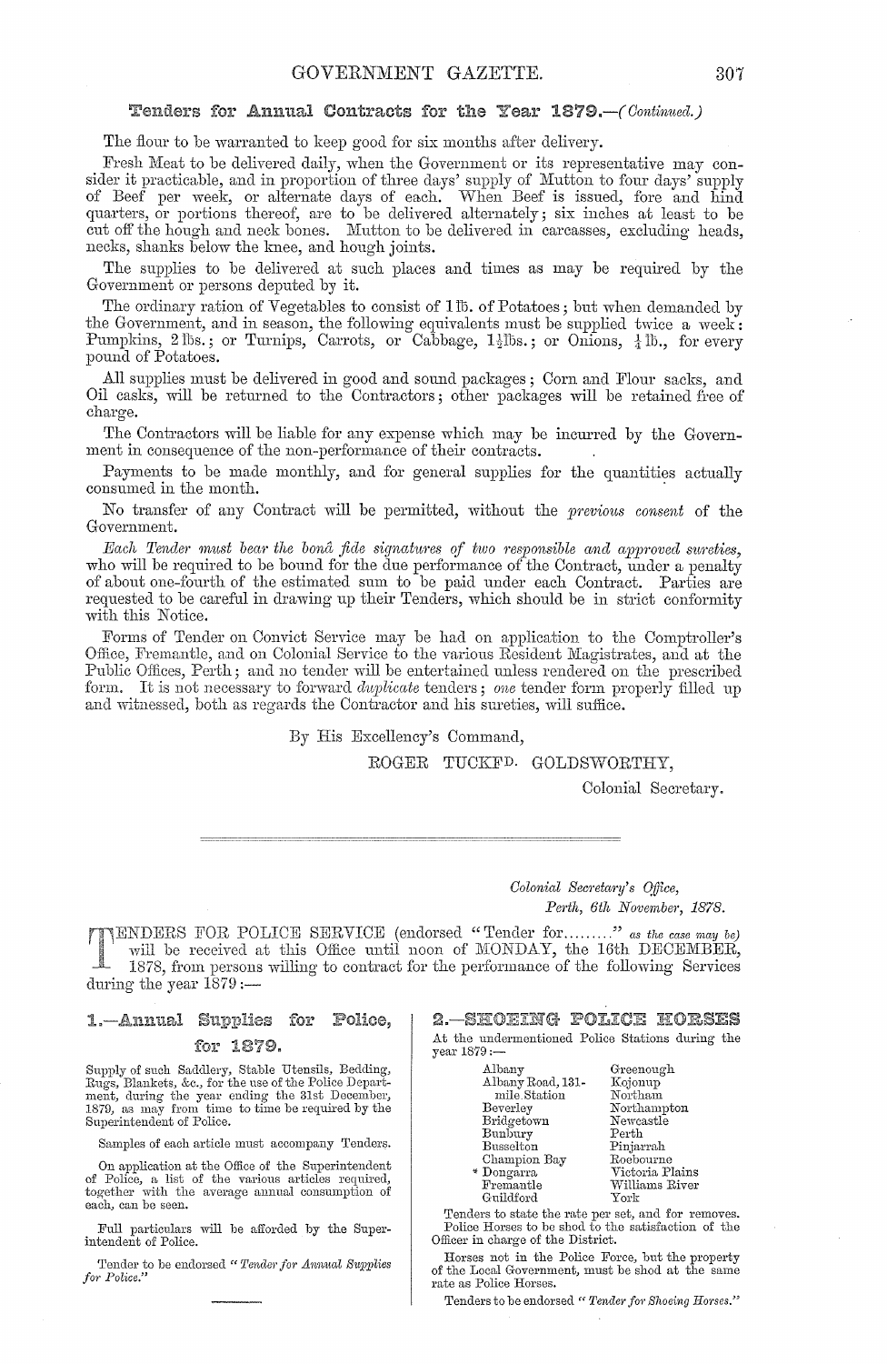## Tenders for Annual Contracts for the Year 1879.—*(Continued.)*

The flour to be warranted to keep good for six months after delivery.

Fresh Meat to be delivered daily, when the Government or its representative may consider it practicable, and in proportion of three days' supply of Mutton to four days' supply of Beef per week, or alternate days of each. When Beef is issued, fore and hind quarters, or portions thereof, are to be delivered alternately; six inches at least to be cut off the hough and neck bones. Mutton to be delivered in carcasses, excluding heads, necks, shanks below the knee, and hough joints.

The supplies to be delivered at such places and times as may be required by the Government or persons deputed by it.

The ordinary ration of Vegetables to consist of 1 lb. of Potatoes; but when demanded by the Government, and in season, the following equivalents must be supplied twice a week: Pumpkins, 2 lbs.; or Turnips, Carrots, or Cabbage, 1½ lbs.; or Onions, ¼ lb., for every pound of Potatoes.

All supplies must be delivered in good and sound packages; Corn and Flour sacks, and Oil casks, will be returned to the Contractors; other packages will be retained free of charge.

The Contractors will be liable for any expense which may be incurred by the Government in consequence of the non-performance of their contracts.

Payments to be made monthly, and for general supplies for the quantities actually consumed in the month.

No transfer of any Contract will be permitted, without the *previous consent* of the Government.

*Each Tender must bear the bonâ fide signatures of two responsible and approved sureties,* who will be required to be bound for the due performance of the Contract, under a penalty of about one-fourth of the estimated sum to be paid under each Contract. Parties are requested to be careful in drawing up their Tenders, which should be in strict conformity with this Notice.

Forms of Tender on Convict Service may be had on application to the Comptroller's Office, Fremantle, and on Colonial Service to the various Resident Magistrates, and at the Public Offices, Perth; and no tender will be entertained unless rendered on the prescribed form. It is not necessary to forward *duplicate* tenders; *one* tender form properly filled up and witnessed, both as regards the Contractor and his sureties, will suffice.

By His Excellency's Command,

ROGER TUCKFD. GOLDSWORTHY,

Colonial Secretary.

---

*Colonial Secretary's Office,*
*Perth, 6th November, 1878.*

TENDERS FOR POLICE SERVICE (endorsed "Tender for........." *as the case may be)* will be received at this Office until noon of MONDAY, the 16th DECEMBER, 1878, from persons willing to contract for the performance of the following Services during the year 1879:—

### 1.—Annual Supplies for Police, for 1879.

Supply of such Saddlery, Stable Utensils, Bedding, Rugs, Blankets, &c., for the use of the Police Department, during the year ending the 31st December, 1879, as may from time to time be required by the Superintendent of Police.

Samples of each article must accompany Tenders.

On application at the Office of the Superintendent of Police, a list of the various articles required, together with the average annual consumption of each, can be seen.

Full particulars will be afforded by the Superintendent of Police.

Tender to be endorsed *"Tender for Annual Supplies for Police."*

### 2.—SHOEING POLICE HORSES

At the undermentioned Police Stations during the year 1879:—

| | |
|---|---|
| Albany | Greenough |
| Albany Road, 131-mile Station | Kojonup |
| Beverley | Northam |
| Bridgetown | Northampton |
| Bunbury | Newcastle |
| Busselton | Perth |
| Champion Bay | Pinjarrah |
| * Dongarra | Roebourne |
| Fremantle | Victoria Plains |
| Guildford | Williams River |
| | York |

Tenders to state the rate per set, and for removes.

Police Horses to be shod to the satisfaction of the Officer in charge of the District.

Horses not in the Police Force, but the property of the Local Government, must be shod at the same rate as Police Horses.

Tenders to be endorsed *"Tender for Shoeing Horses."*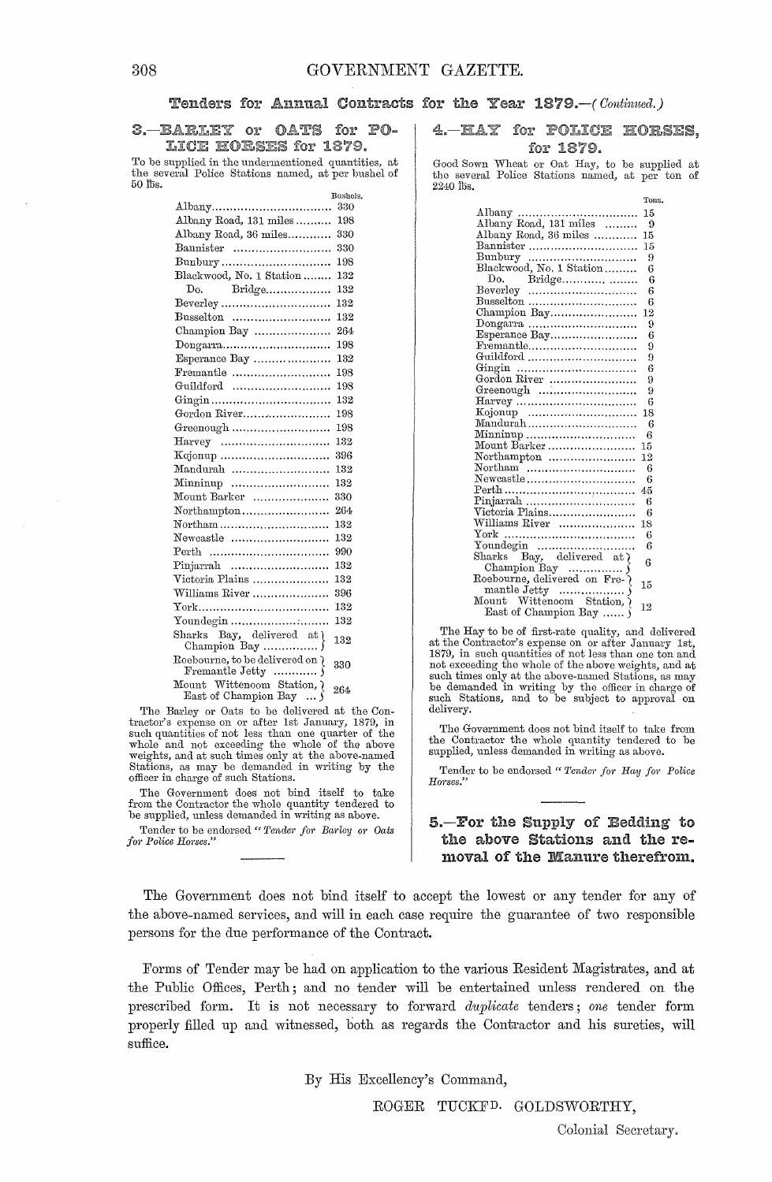## Tenders for Annual Contracts for the Year 1879.—*(Continued.)*

### 3.—BARLEY or OATS for POLICE HORSES for 1879.

To be supplied in the undermentioned quantities, at the several Police Stations named, at per bushel of 50 lbs.

| | Bushels. |
|---|---|
| Albany | 330 |
| Albany Road, 131 miles | 198 |
| Albany Road, 36 miles | 330 |
| Bannister | 330 |
| Bunbury | 198 |
| Blackwood, No. 1 Station | 132 |
| Do. Bridge | 132 |
| Beverley | 132 |
| Busselton | 132 |
| Champion Bay | 264 |
| Dongarra | 198 |
| Esperance Bay | 132 |
| Fremantle | 198 |
| Guildford | 198 |
| Gingin | 132 |
| Gordon River | 198 |
| Greenough | 198 |
| Harvey | 132 |
| Kojonup | 396 |
| Mandurah | 132 |
| Minninup | 132 |
| Mount Barker | 330 |
| Northampton | 264 |
| Northam | 132 |
| Newcastle | 132 |
| Perth | 990 |
| Pinjarrah | 132 |
| Victoria Plains | 132 |
| Williams River | 396 |
| York | 132 |
| Youndegin | 132 |
| Sharks Bay, delivered at Champion Bay | 132 |
| Roebourne, to be delivered on Fremantle Jetty | 330 |
| Mount Wittenoom Station, East of Champion Bay | 264 |

The Barley or Oats to be delivered at the Contractor's expense on or after 1st January, 1879, in such quantities of not less than one quarter of the whole and not exceeding the whole of the above weights, and at such times only at the above-named Stations, as may be demanded in writing by the officer in charge of such Stations.

The Government does not bind itself to take from the Contractor the whole quantity tendered to be supplied, unless demanded in writing as above.

Tender to be endorsed *"Tender for Barley or Oats for Police Horses."*

### 4.—HAY for POLICE HORSES, for 1879.

Good Sown Wheat or Oat Hay, to be supplied at the several Police Stations named, at per ton of 2240 lbs.

| | Tons. |
|---|---|
| Albany | 15 |
| Albany Road, 131 miles | 9 |
| Albany Road, 36 miles | 15 |
| Bannister | 15 |
| Bunbury | 9 |
| Blackwood, No. 1 Station | 6 |
| Do. Bridge | 6 |
| Beverley | 6 |
| Busselton | 6 |
| Champion Bay | 12 |
| Dongarra | 9 |
| Esperance Bay | 6 |
| Fremantle | 9 |
| Guildford | 9 |
| Gingin | 6 |
| Gordon River | 9 |
| Greenough | 9 |
| Harvey | 6 |
| Kojonup | 18 |
| Mandurah | 6 |
| Minninup | 6 |
| Mount Barker | 15 |
| Northampton | 12 |
| Northam | 6 |
| Newcastle | 6 |
| Perth | 45 |
| Pinjarrah | 6 |
| Victoria Plains | 6 |
| Williams River | 18 |
| York | 6 |
| Youndegin | 6 |
| Sharks Bay, delivered at Champion Bay | 6 |
| Roebourne, delivered on Fremantle Jetty | 15 |
| Mount Wittenoom Station, East of Champion Bay | 12 |

The Hay to be of first-rate quality, and delivered at the Contractor's expense on or after January 1st, 1879, in such quantities of not less than one ton and not exceeding the whole of the above weights, and at such times only at the above-named Stations, as may be demanded in writing by the officer in charge of such Stations, and to be subject to approval on delivery.

The Government does not bind itself to take from the Contractor the whole quantity tendered to be supplied, unless demanded in writing as above.

Tender to be endorsed *"Tender for Hay for Police Horses."*

### 5.—For the Supply of Bedding to the above Stations and the removal of the Manure therefrom.

The Government does not bind itself to accept the lowest or any tender for any of the above-named services, and will in each case require the guarantee of two responsible persons for the due performance of the Contract.

Forms of Tender may be had on application to the various Resident Magistrates, and at the Public Offices, Perth; and no tender will be entertained unless rendered on the prescribed form. It is not necessary to forward *duplicate* tenders; *one* tender form properly filled up and witnessed, both as regards the Contractor and his sureties, will suffice.

By His Excellency's Command,

ROGER TUCKFD. GOLDSWORTHY,

Colonial Secretary.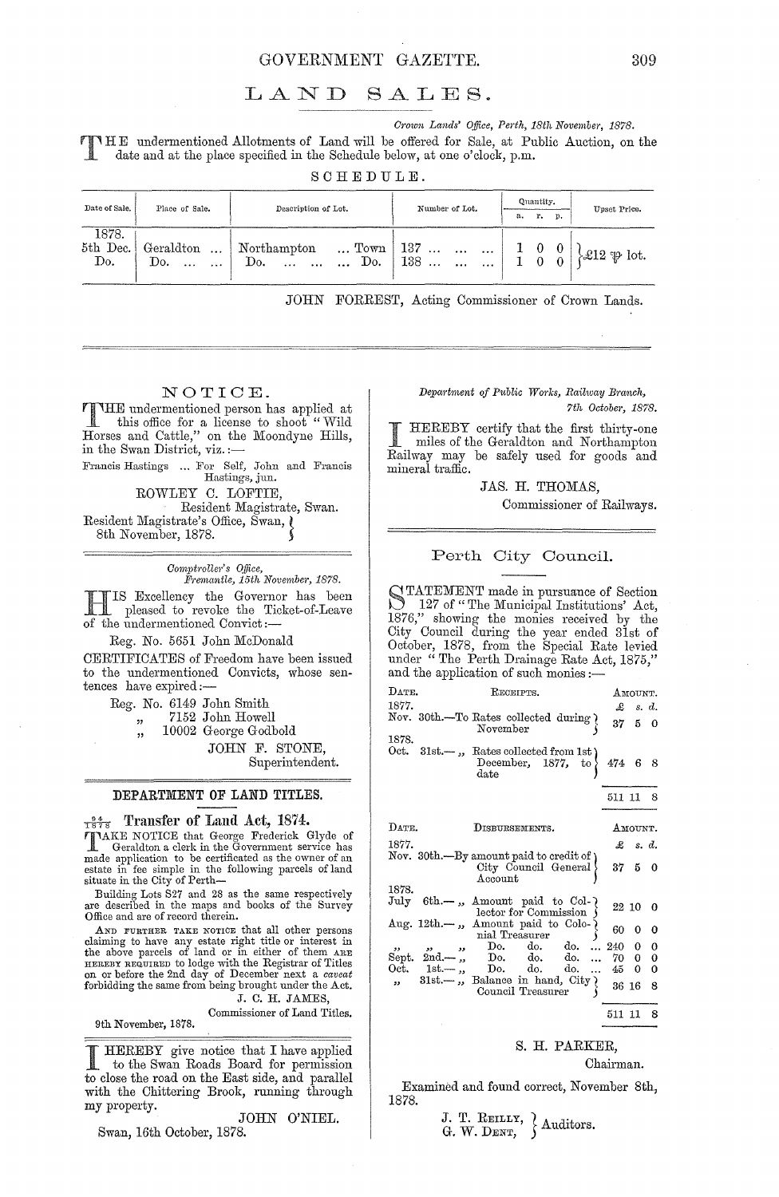# LAND SALES.

*Crown Lands' Office, Perth, 18th November, 1878.*

THE undermentioned Allotments of Land will be offered for Sale, at Public Auction, on the date and at the place specified in the Schedule below, at one o'clock, p.m.

SCHEDULE.

| Date of Sale. | Place of Sale. | Description of Lot. | Number of Lot. | Quantity. a. | r. | p. | Upset Price. |
|---|---|---|---|---|---|---|---|
| 1878. 5th Dec. | Geraldton ... | Northampton ... Town | 137 ... ... ... | 1 | 0 | 0 | £12 ℔ lot. |
| Do. | Do. ... ... | Do. ... ... ... Do. | 138 ... ... ... | 1 | 0 | 0 | |

JOHN FORREST, Acting Commissioner of Crown Lands.

---

## NOTICE.

THE undermentioned person has applied at this office for a license to shoot "Wild Horses and Cattle," on the Moondyne Hills, in the Swan District, viz.:—

Francis Hastings ... For Self, John and Francis Hastings, jun.

ROWLEY C. LOFTIE,
Resident Magistrate, Swan.

Resident Magistrate's Office, Swan,
8th November, 1878.

---

*Comptroller's Office,*
*Fremantle, 15th November, 1878.*

HIS Excellency the Governor has been pleased to revoke the Ticket-of-Leave of the undermentioned Convict:—

Reg. No. 5651 John McDonald

CERTIFICATES of Freedom have been issued to the undermentioned Convicts, whose sentences have expired:—

Reg. No. 6149 John Smith
" 7152 John Howell
" 10002 George Godbold

JOHN F. STONE,
Superintendent.

---

## DEPARTMENT OF LAND TITLES.

### 94/1878 Transfer of Land Act, 1874.

TAKE NOTICE that George Frederick Glyde of Geraldton a clerk in the Government service has made application to be certificated as the owner of an estate in fee simple in the following parcels of land situate in the City of Perth—

Building Lots S27 and 28 as the same respectively are described in the maps and books of the Survey Office and are of record therein.

AND FURTHER TAKE NOTICE that all other persons claiming to have any estate right title or interest in the above parcels of land or in either of them ARE HEREBY REQUIRED to lodge with the Registrar of Titles on or before the 2nd day of December next a *caveat* forbidding the same from being brought under the Act.

J. C. H. JAMES,
Commissioner of Land Titles.

9th November, 1878.

---

I HEREBY give notice that I have applied to the Swan Roads Board for permission to close the road on the East side, and parallel with the Chittering Brook, running through my property.

JOHN O'NIEL.

Swan, 16th October, 1878.

---

*Department of Public Works, Railway Branch,*
*7th October, 1878.*

I HEREBY certify that the first thirty-one miles of the Geraldton and Northampton Railway may be safely used for goods and mineral traffic.

JAS. H. THOMAS,
Commissioner of Railways.

---

## Perth City Council.

STATEMENT made in pursuance of Section 127 of "The Municipal Institutions' Act, 1876," showing the monies received by the City Council during the year ended 31st of October, 1878, from the Special Rate levied under "The Perth Drainage Rate Act, 1875," and the application of monies:—

| Date. | Receipts. | Amount. £ s. d. |
|---|---|---|
| 1877. | | |
| Nov. 30th.— | To Rates collected during November | 37 5 0 |
| 1878. | | |
| Oct. 31st.— | " Rates collected from 1st December, 1877, to date | 474 6 8 |
| | | 511 11 8 |

| Date. | Disbursements. | Amount. £ s. d. |
|---|---|---|
| 1877. | | |
| Nov. 30th.— | By amount paid to credit of City Council General Account | 37 5 0 |
| 1878. | | |
| July 6th.— | " Amount paid to Collector for Commission | 22 10 0 |
| Aug. 12th.— | " Amount paid to Colonial Treasurer | 60 0 0 |
| " " | " Do. do. do. ... | 240 0 0 |
| Sept. 2nd.— | " Do. do. do. ... | 70 0 0 |
| Oct. 1st.— | " Do. do. do. ... | 45 0 0 |
| " 31st.— | " Balance in hand, City Council Treasurer | 36 16 8 |
| | | 511 11 8 |

S. H. PARKER,
Chairman.

Examined and found correct, November 8th, 1878.

J. T. REILLY,
G. W. DENT, } Auditors.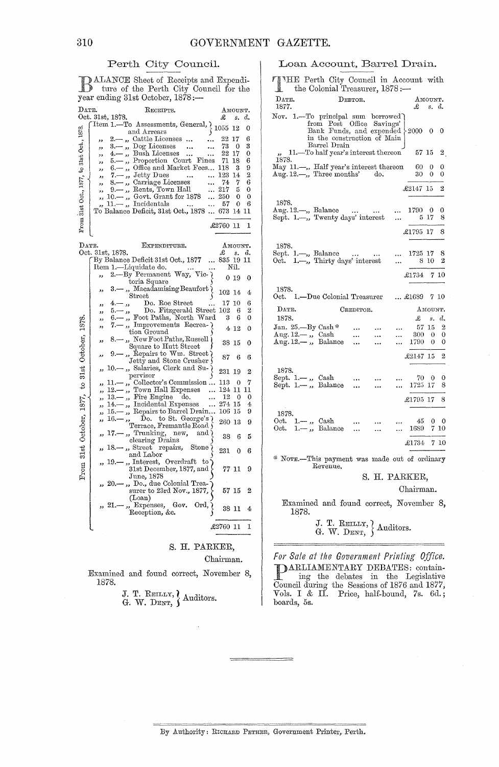## Perth City Council.

BALANCE Sheet of Receipts and Expenditure of the Perth City Council for the year ending 31st October, 1878:—

| Date. | Receipts. | Amount. £ s. d. |
|---|---|---|
| Oct. 31st, 1878. | | |
| From 31st Oct., 1877, to 31st Oct., 1878. | Item 1.—To Assessments, General, and Arrears | 1055 12 0 |
| | " 2.— " Cattle Licenses ... ... | 22 17 6 |
| | " 3.— " Dog Licenses ... ... | 73 0 3 |
| | " 4.— " Bush Licenses ... ... | 22 17 0 |
| | " 5.— " Proportion Court Fines | 71 18 6 |
| | " 6.— " Office and Market Fees... | 118 3 9 |
| | " 7.— " Jetty Dues ... ... | 123 14 2 |
| | " 8.— " Carriage Licenses ... | 74 7 6 |
| | " 9.— " Rents, Town Hall ... | 217 5 0 |
| | " 10.— " Govt. Grant for 1878 ... | 250 0 0 |
| | " 11.— " Incidentals ... ... | 57 0 6 |
| | To Balance Deficit, 31st Oct., 1878 ... | 673 14 11 |
| | | £2760 11 1 |

| Date. | Expenditure. | Amount. £ s. d. |
|---|---|---|
| Oct. 31st, 1878. | | |
| From 31st October, 1877, to 31st October, 1878. | By Balance Deficit 31st Oct., 1877 ... | 835 19 11 |
| | Item 1.—Liquidate do. ... ... | Nil. |
| | " 2.—By Permanent Way, Victoria Square | 0 19 0 |
| | " 3.— " Macadamising Beaufort Street | 102 14 4 |
| | " 4.— " Do. Roe Street ... | 17 10 6 |
| | " 5.— " Do. Fitzgerald Street | 102 6 2 |
| | " 6.— " Foot Paths, North Ward | 3 6 0 |
| | " 7.— " Improvements Recreation Ground | 4 12 0 |
| | " 8.— " New Foot Paths, Russell Square to Hutt Street | 38 15 0 |
| | " 9.— " Repairs to Wm. Street Jetty and Stone Crusher | 87 6 6 |
| | " 10.— " Salaries, Clerk and Supervisor | 231 19 2 |
| | " 11.— " Collector's Commission ... | 113 0 7 |
| | " 12.— " Town Hall Expenses ... | 124 11 11 |
| | " 13.— " Fire Engine do. ... | 12 0 0 |
| | " 14.— " Incidental Expenses ... | 274 15 4 |
| | " 15.— " Repairs to Barrel Drain... | 106 15 9 |
| | " 16.— " Do. to St. George's Terrace, Fremantle Road | 260 13 9 |
| | " 17.— " Trunking, new, and clearing Drains | 38 6 5 |
| | " 18.— " Street repairs, Stone and Labor | 231 0 6 |
| | " 19.— " Interest, Overdraft to 31st December, 1877, and June, 1878 | 77 11 9 |
| | " 20.— " Do., due Colonial Treasurer to 23rd Nov., 1877, (Loan) | 57 15 2 |
| | " 21.— " Expenses, Gov. Ord, Reception, &c. | 38 11 4 |
| | | £2760 11 1 |

S. H. PARKER,
Chairman.

Examined and found correct, November 8, 1878.

J. T. Reilly, G. W. Dent, } Auditors.

## Loan Account, Barrel Drain.

THE Perth City Council in Account with the Colonial Treasurer, 1878:—

| Date. | Debtor. | Amount. £ s. d. |
|---|---|---|
| 1877. | | |
| Nov. 1.— | To principal sum borrowed from Post Office Savings' Bank Funds, and expended in the construction of Main Barrel Drain | 2000 0 0 |
| " 11.— | To half year's interest thereon | 57 15 2 |
| 1878. | | |
| May 11.— | " Half year's interest thereon | 60 0 0 |
| Aug. 12.— | " Three months' do. | 30 0 0 |
| | | £2147 15 2 |
| 1878. | | |
| Aug. 12.— | " Balance ... ... ... | 1790 0 0 |
| Sept. 1.— | " Twenty days' interest ... | 5 17 8 |
| | | £1795 17 8 |
| 1878. | | |
| Sept. 1.— | " Balance ... ... ... | 1725 17 8 |
| Oct. 1.— | " Thirty days' interest ... | 8 10 2 |
| | | £1734 7 10 |
| 1878. | | |
| Oct. 1.— | Due Colonial Treasurer ... | £1689 7 10 |

| Date. | Creditor. | Amount. £ s. d. |
|---|---|---|
| 1878. | | |
| Jan. 25.— | By Cash* ... ... ... | 57 15 2 |
| Aug. 12.— | " Cash ... ... ... | 300 0 0 |
| Aug. 12.— | " Balance ... ... ... | 1790 0 0 |
| | | £2147 15 2 |
| 1878. | | |
| Sept. 1.— | " Cash ... ... ... | 70 0 0 |
| Sept. 1.— | " Balance ... ... ... | 1725 17 8 |
| | | £1795 17 8 |
| 1878. | | |
| Oct. 1.— | " Cash ... ... ... | 45 0 0 |
| Oct. 1.— | " Balance ... ... ... | 1689 7 10 |
| | | £1734 7 10 |

* Note.—This payment was made out of ordinary Revenue.

S. H. PARKER,
Chairman.

Examined and found correct, November 8, 1878.

J. T. Reilly, G. W. Dent, } Auditors.

*For Sale at the Government Printing Office.*

PARLIAMENTARY DEBATES: containing the debates in the Legislative Council during the Sessions of 1876 and 1877, Vols. I & II. Price, half-bound, 7s. 6d.; boards, 5s.

By Authority: Richard Pether, Government Printer, Perth.